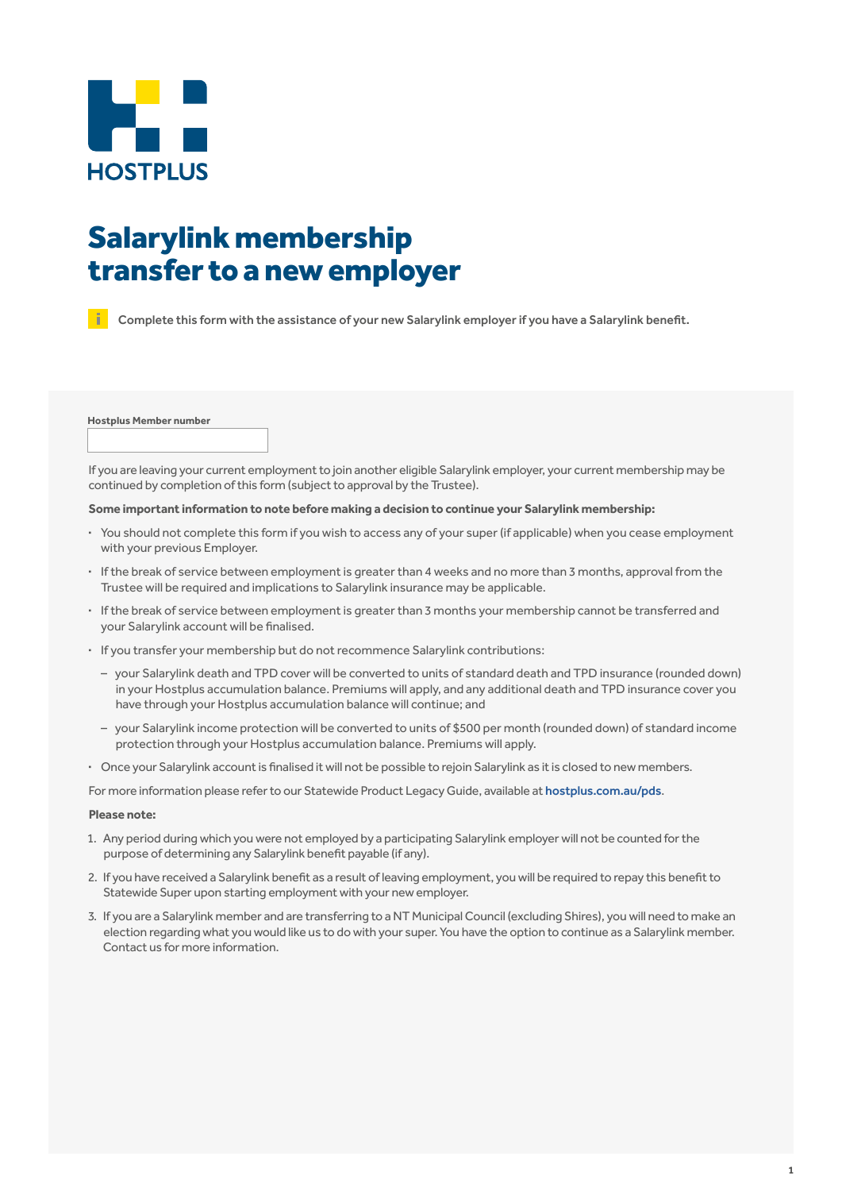HOSTPLUS

# Salarylink membership transfer to a new employer

Complete this form with the assistance of your new Salarylink employer if you have a Salarylink benefit.

**Hostplus Member number**

If you are leaving your current employment to join another eligible Salarylink employer, your current membership may be continued by completion of this form (subject to approval by the Trustee).

**Some important information to note before making a decision to continue your Salarylink membership:**

- You should not complete this form if you wish to access any of your super (if applicable) when you cease employment with your previous Employer.
- If the break of service between employment is greater than 4 weeks and no more than 3 months, approval from the Trustee will be required and implications to Salarylink insurance may be applicable.
- If the break of service between employment is greater than 3 months your membership cannot be transferred and your Salarylink account will be finalised.
- If you transfer your membership but do not recommence Salarylink contributions:
  - your Salarylink death and TPD cover will be converted to units of standard death and TPD insurance (rounded down) in your Hostplus accumulation balance. Premiums will apply, and any additional death and TPD insurance cover you have through your Hostplus accumulation balance will continue; and
  - your Salarylink income protection will be converted to units of $500 per month (rounded down) of standard income protection through your Hostplus accumulation balance. Premiums will apply.
- Once your Salarylink account is finalised it will not be possible to rejoin Salarylink as it is closed to new members.

For more information please refer to our Statewide Product Legacy Guide, available at hostplus.com.au/pds.

**Please note:**

1. Any period during which you were not employed by a participating Salarylink employer will not be counted for the purpose of determining any Salarylink benefit payable (if any).
2. If you have received a Salarylink benefit as a result of leaving employment, you will be required to repay this benefit to Statewide Super upon starting employment with your new employer.
3. If you are a Salarylink member and are transferring to a NT Municipal Council (excluding Shires), you will need to make an election regarding what you would like us to do with your super. You have the option to continue as a Salarylink member. Contact us for more information.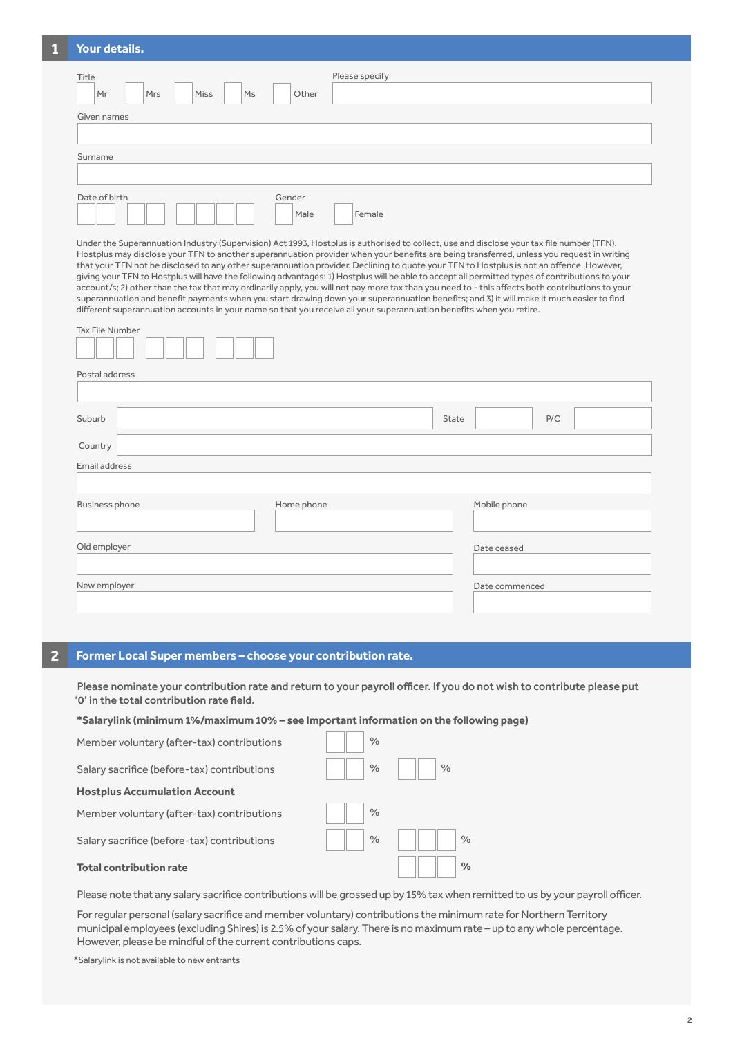## 1 Your details.

Title

☐ Mr ☐ Mrs ☐ Miss ☐ Ms ☐ Other

Please specify

Given names

Surname

Date of birth

Gender

☐ Male ☐ Female

Under the Superannuation Industry (Supervision) Act 1993, Hostplus is authorised to collect, use and disclose your tax file number (TFN). Hostplus may disclose your TFN to another superannuation provider when your benefits are being transferred, unless you request in writing that your TFN not be disclosed to any other superannuation provider. Declining to quote your TFN to Hostplus is not an offence. However, giving your TFN to Hostplus will have the following advantages: 1) Hostplus will be able to accept all permitted types of contributions to your account/s; 2) other than the tax that may ordinarily apply, you will not pay more tax than you need to - this affects both contributions to your superannuation and benefit payments when you start drawing down your superannuation benefits; and 3) it will make it much easier to find different superannuation accounts in your name so that you receive all your superannuation benefits when you retire.

Tax File Number

Postal address

Suburb

State

P/C

Country

Email address

Business phone

Home phone

Mobile phone

Old employer

Date ceased

New employer

Date commenced

## 2 Former Local Super members – choose your contribution rate.

**Please nominate your contribution rate and return to your payroll officer. If you do not wish to contribute please put '0' in the total contribution rate field.**

**\*Salarylink (minimum 1%/maximum 10% – see Important information on the following page)**

| | | |
|---|---|---|
| Member voluntary (after-tax) contributions | % | |
| Salary sacrifice (before-tax) contributions | % | % |
| **Hostplus Accumulation Account** | | |
| Member voluntary (after-tax) contributions | % | |
| Salary sacrifice (before-tax) contributions | % | % |
| **Total contribution rate** | | **%** |

Please note that any salary sacrifice contributions will be grossed up by 15% tax when remitted to us by your payroll officer.

For regular personal (salary sacrifice and member voluntary) contributions the minimum rate for Northern Territory municipal employees (excluding Shires) is 2.5% of your salary. There is no maximum rate – up to any whole percentage. However, please be mindful of the current contributions caps.

\*Salarylink is not available to new entrants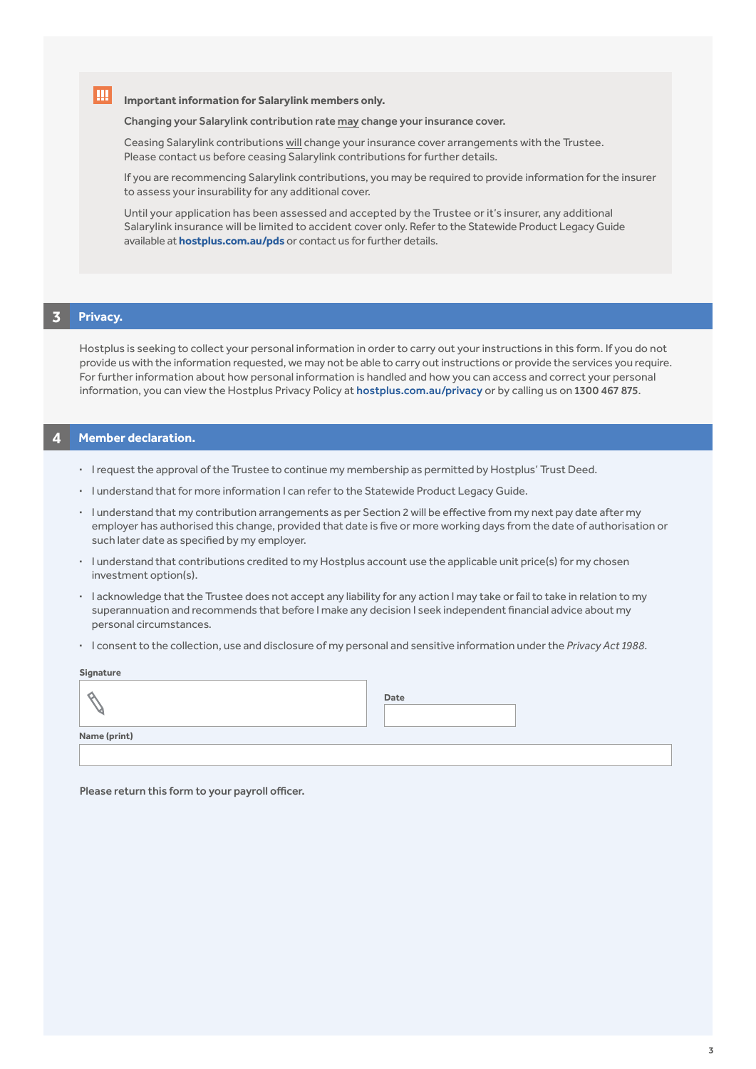**Important information for Salarylink members only.**

**Changing your Salarylink contribution rate may change your insurance cover.**

Ceasing Salarylink contributions will change your insurance cover arrangements with the Trustee. Please contact us before ceasing Salarylink contributions for further details.

If you are recommencing Salarylink contributions, you may be required to provide information for the insurer to assess your insurability for any additional cover.

Until your application has been assessed and accepted by the Trustee or it's insurer, any additional Salarylink insurance will be limited to accident cover only. Refer to the Statewide Product Legacy Guide available at **hostplus.com.au/pds** or contact us for further details.

## 3 Privacy.

Hostplus is seeking to collect your personal information in order to carry out your instructions in this form. If you do not provide us with the information requested, we may not be able to carry out instructions or provide the services you require. For further information about how personal information is handled and how you can access and correct your personal information, you can view the Hostplus Privacy Policy at **hostplus.com.au/privacy** or by calling us on **1300 467 875**.

## 4 Member declaration.

- I request the approval of the Trustee to continue my membership as permitted by Hostplus' Trust Deed.
- I understand that for more information I can refer to the Statewide Product Legacy Guide.
- I understand that my contribution arrangements as per Section 2 will be effective from my next pay date after my employer has authorised this change, provided that date is five or more working days from the date of authorisation or such later date as specified by my employer.
- I understand that contributions credited to my Hostplus account use the applicable unit price(s) for my chosen investment option(s).
- I acknowledge that the Trustee does not accept any liability for any action I may take or fail to take in relation to my superannuation and recommends that before I make any decision I seek independent financial advice about my personal circumstances.
- I consent to the collection, use and disclosure of my personal and sensitive information under the *Privacy Act 1988*.

**Signature**

**Date**

**Name (print)**

**Please return this form to your payroll officer.**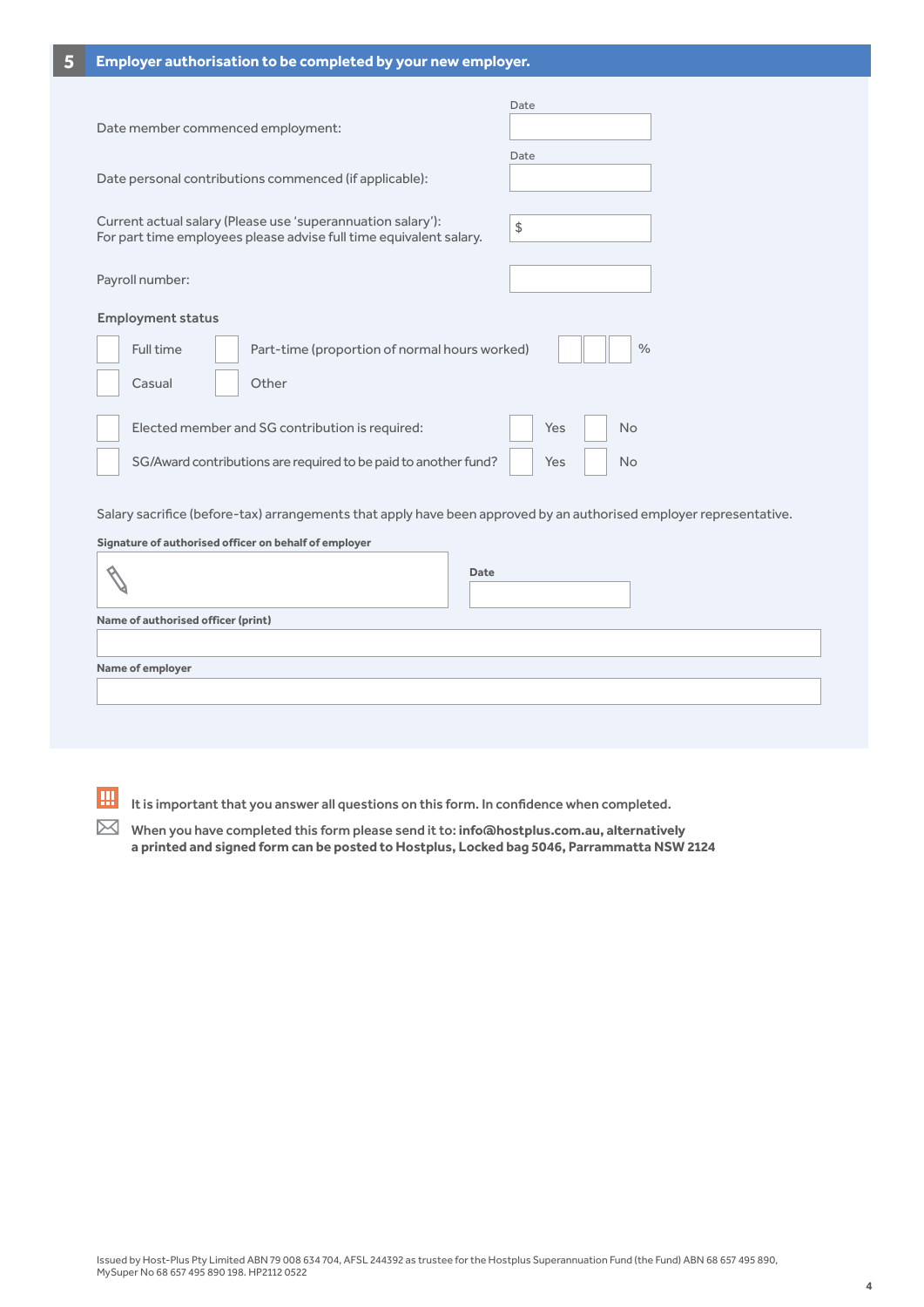## 5 Employer authorisation to be completed by your new employer.

Date member commenced employment: Date ______

Date personal contributions commenced (if applicable): Date ______

Current actual salary (Please use 'superannuation salary'):
For part time employees please advise full time equivalent salary. $ ______

Payroll number: ______

**Employment status**

☐ Full time ☐ Part-time (proportion of normal hours worked) ☐☐☐ %

☐ Casual ☐ Other

☐ Elected member and SG contribution is required: ☐ Yes ☐ No

☐ SG/Award contributions are required to be paid to another fund? ☐ Yes ☐ No

Salary sacrifice (before-tax) arrangements that apply have been approved by an authorised employer representative.

**Signature of authorised officer on behalf of employer** ______ **Date** ______

**Name of authorised officer (print)** ______

**Name of employer** ______

**It is important that you answer all questions on this form. In confidence when completed.**

**When you have completed this form please send it to: info@hostplus.com.au, alternatively a printed and signed form can be posted to Hostplus, Locked bag 5046, Parrammatta NSW 2124**

Issued by Host-Plus Pty Limited ABN 79 008 634 704, AFSL 244392 as trustee for the Hostplus Superannuation Fund (the Fund) ABN 68 657 495 890, MySuper No 68 657 495 890 198. HP2112 0522